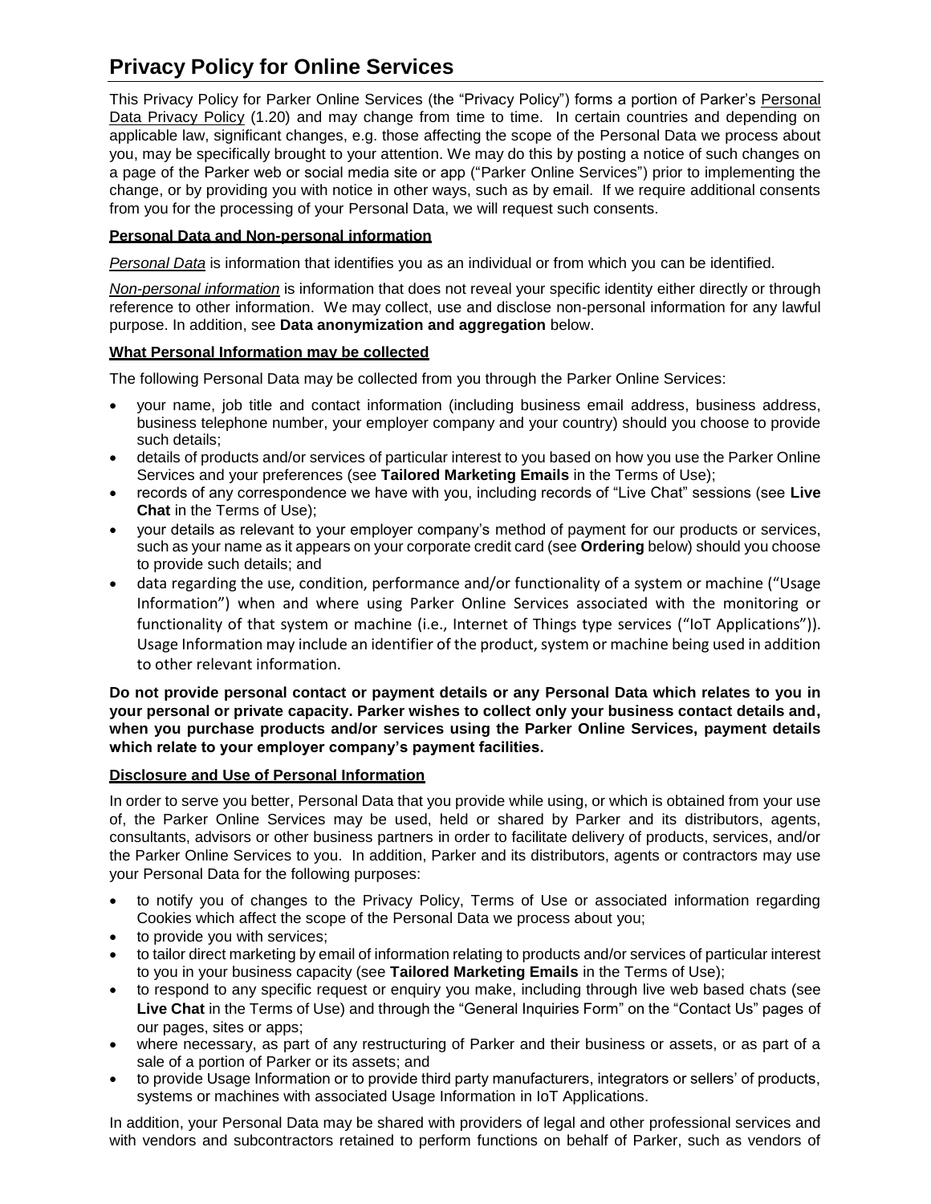# Privacy Policy for Online Services

This Privacy Policy for Parker Online Services (the "Privacy Policy") forms a portion of Parker's Personal Data Privacy Policy (1.20) and may change from time to time. In certain countries and depending on applicable law, significant changes, e.g. those affecting the scope of the Personal Data we process about you, may be specifically brought to your attention. We may do this by posting a notice of such changes on a page of the Parker web or social media site or app ("Parker Online Services") prior to implementing the change, or by providing you with notice in other ways, such as by email. If we require additional consents from you for the processing of your Personal Data, we will request such consents.

## Personal Data and Non-personal information

*Personal Data* is information that identifies you as an individual or from which you can be identified.

*Non-personal information* is information that does not reveal your specific identity either directly or through reference to other information. We may collect, use and disclose non-personal information for any lawful purpose. In addition, see **Data anonymization and aggregation** below.

## What Personal Information may be collected

The following Personal Data may be collected from you through the Parker Online Services:

- your name, job title and contact information (including business email address, business address, business telephone number, your employer company and your country) should you choose to provide such details;
- details of products and/or services of particular interest to you based on how you use the Parker Online Services and your preferences (see **Tailored Marketing Emails** in the Terms of Use);
- records of any correspondence we have with you, including records of "Live Chat" sessions (see **Live Chat** in the Terms of Use);
- your details as relevant to your employer company's method of payment for our products or services, such as your name as it appears on your corporate credit card (see **Ordering** below) should you choose to provide such details; and
- data regarding the use, condition, performance and/or functionality of a system or machine ("Usage Information") when and where using Parker Online Services associated with the monitoring or functionality of that system or machine (i.e., Internet of Things type services ("IoT Applications")). Usage Information may include an identifier of the product, system or machine being used in addition to other relevant information.

**Do not provide personal contact or payment details or any Personal Data which relates to you in your personal or private capacity. Parker wishes to collect only your business contact details and, when you purchase products and/or services using the Parker Online Services, payment details which relate to your employer company's payment facilities.**

## Disclosure and Use of Personal Information

In order to serve you better, Personal Data that you provide while using, or which is obtained from your use of, the Parker Online Services may be used, held or shared by Parker and its distributors, agents, consultants, advisors or other business partners in order to facilitate delivery of products, services, and/or the Parker Online Services to you. In addition, Parker and its distributors, agents or contractors may use your Personal Data for the following purposes:

- to notify you of changes to the Privacy Policy, Terms of Use or associated information regarding Cookies which affect the scope of the Personal Data we process about you;
- to provide you with services;
- to tailor direct marketing by email of information relating to products and/or services of particular interest to you in your business capacity (see **Tailored Marketing Emails** in the Terms of Use);
- to respond to any specific request or enquiry you make, including through live web based chats (see **Live Chat** in the Terms of Use) and through the "General Inquiries Form" on the "Contact Us" pages of our pages, sites or apps;
- where necessary, as part of any restructuring of Parker and their business or assets, or as part of a sale of a portion of Parker or its assets; and
- to provide Usage Information or to provide third party manufacturers, integrators or sellers' of products, systems or machines with associated Usage Information in IoT Applications.

In addition, your Personal Data may be shared with providers of legal and other professional services and with vendors and subcontractors retained to perform functions on behalf of Parker, such as vendors of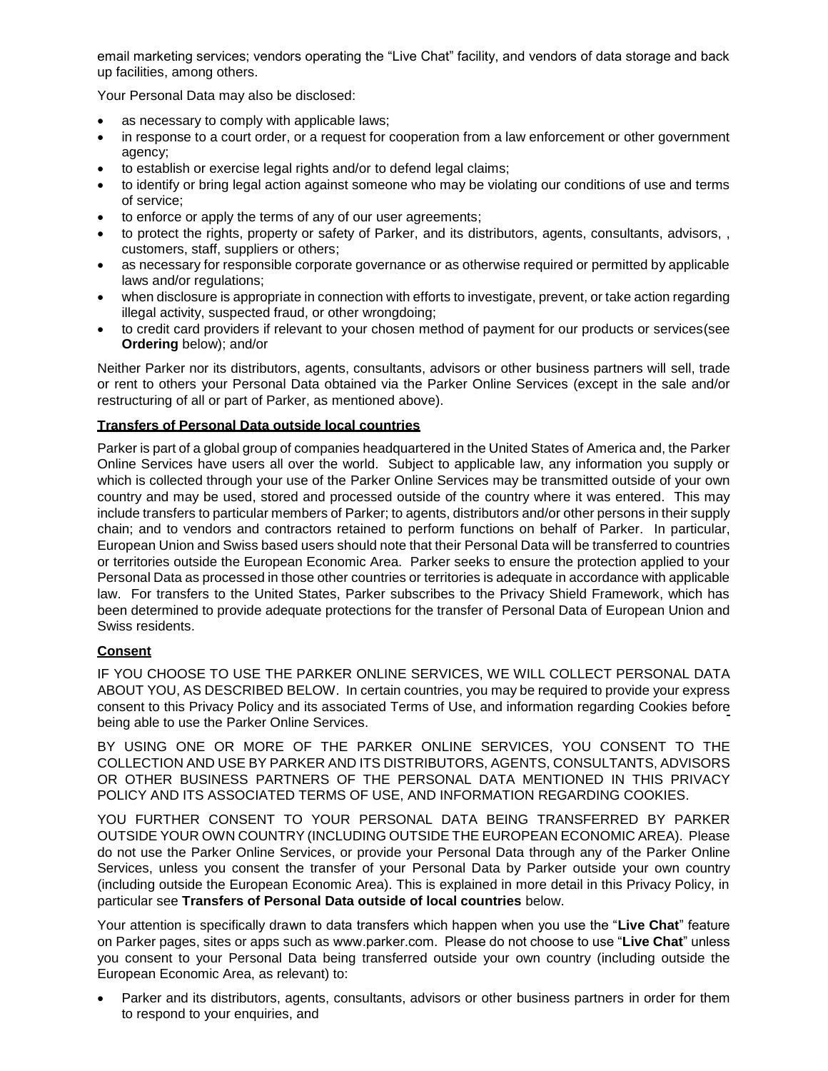email marketing services; vendors operating the "Live Chat" facility, and vendors of data storage and back up facilities, among others.

Your Personal Data may also be disclosed:

- as necessary to comply with applicable laws;
- in response to a court order, or a request for cooperation from a law enforcement or other government agency;
- to establish or exercise legal rights and/or to defend legal claims;
- to identify or bring legal action against someone who may be violating our conditions of use and terms of service;
- to enforce or apply the terms of any of our user agreements;
- to protect the rights, property or safety of Parker, and its distributors, agents, consultants, advisors, , customers, staff, suppliers or others;
- as necessary for responsible corporate governance or as otherwise required or permitted by applicable laws and/or regulations;
- when disclosure is appropriate in connection with efforts to investigate, prevent, or take action regarding illegal activity, suspected fraud, or other wrongdoing;
- to credit card providers if relevant to your chosen method of payment for our products or services(see **Ordering** below); and/or

Neither Parker nor its distributors, agents, consultants, advisors or other business partners will sell, trade or rent to others your Personal Data obtained via the Parker Online Services (except in the sale and/or restructuring of all or part of Parker, as mentioned above).

**Transfers of Personal Data outside local countries**

Parker is part of a global group of companies headquartered in the United States of America and, the Parker Online Services have users all over the world. Subject to applicable law, any information you supply or which is collected through your use of the Parker Online Services may be transmitted outside of your own country and may be used, stored and processed outside of the country where it was entered. This may include transfers to particular members of Parker; to agents, distributors and/or other persons in their supply chain; and to vendors and contractors retained to perform functions on behalf of Parker. In particular, European Union and Swiss based users should note that their Personal Data will be transferred to countries or territories outside the European Economic Area. Parker seeks to ensure the protection applied to your Personal Data as processed in those other countries or territories is adequate in accordance with applicable law. For transfers to the United States, Parker subscribes to the Privacy Shield Framework, which has been determined to provide adequate protections for the transfer of Personal Data of European Union and Swiss residents.

**Consent**

IF YOU CHOOSE TO USE THE PARKER ONLINE SERVICES, WE WILL COLLECT PERSONAL DATA ABOUT YOU, AS DESCRIBED BELOW. In certain countries, you may be required to provide your express consent to this Privacy Policy and its associated Terms of Use, and information regarding Cookies before being able to use the Parker Online Services.

BY USING ONE OR MORE OF THE PARKER ONLINE SERVICES, YOU CONSENT TO THE COLLECTION AND USE BY PARKER AND ITS DISTRIBUTORS, AGENTS, CONSULTANTS, ADVISORS OR OTHER BUSINESS PARTNERS OF THE PERSONAL DATA MENTIONED IN THIS PRIVACY POLICY AND ITS ASSOCIATED TERMS OF USE, AND INFORMATION REGARDING COOKIES.

YOU FURTHER CONSENT TO YOUR PERSONAL DATA BEING TRANSFERRED BY PARKER OUTSIDE YOUR OWN COUNTRY (INCLUDING OUTSIDE THE EUROPEAN ECONOMIC AREA). Please do not use the Parker Online Services, or provide your Personal Data through any of the Parker Online Services, unless you consent the transfer of your Personal Data by Parker outside your own country (including outside the European Economic Area). This is explained in more detail in this Privacy Policy, in particular see **Transfers of Personal Data outside of local countries** below.

Your attention is specifically drawn to data transfers which happen when you use the "**Live Chat**" feature on Parker pages, sites or apps such as www.parker.com. Please do not choose to use "**Live Chat**" unless you consent to your Personal Data being transferred outside your own country (including outside the European Economic Area, as relevant) to:

- Parker and its distributors, agents, consultants, advisors or other business partners in order for them to respond to your enquiries, and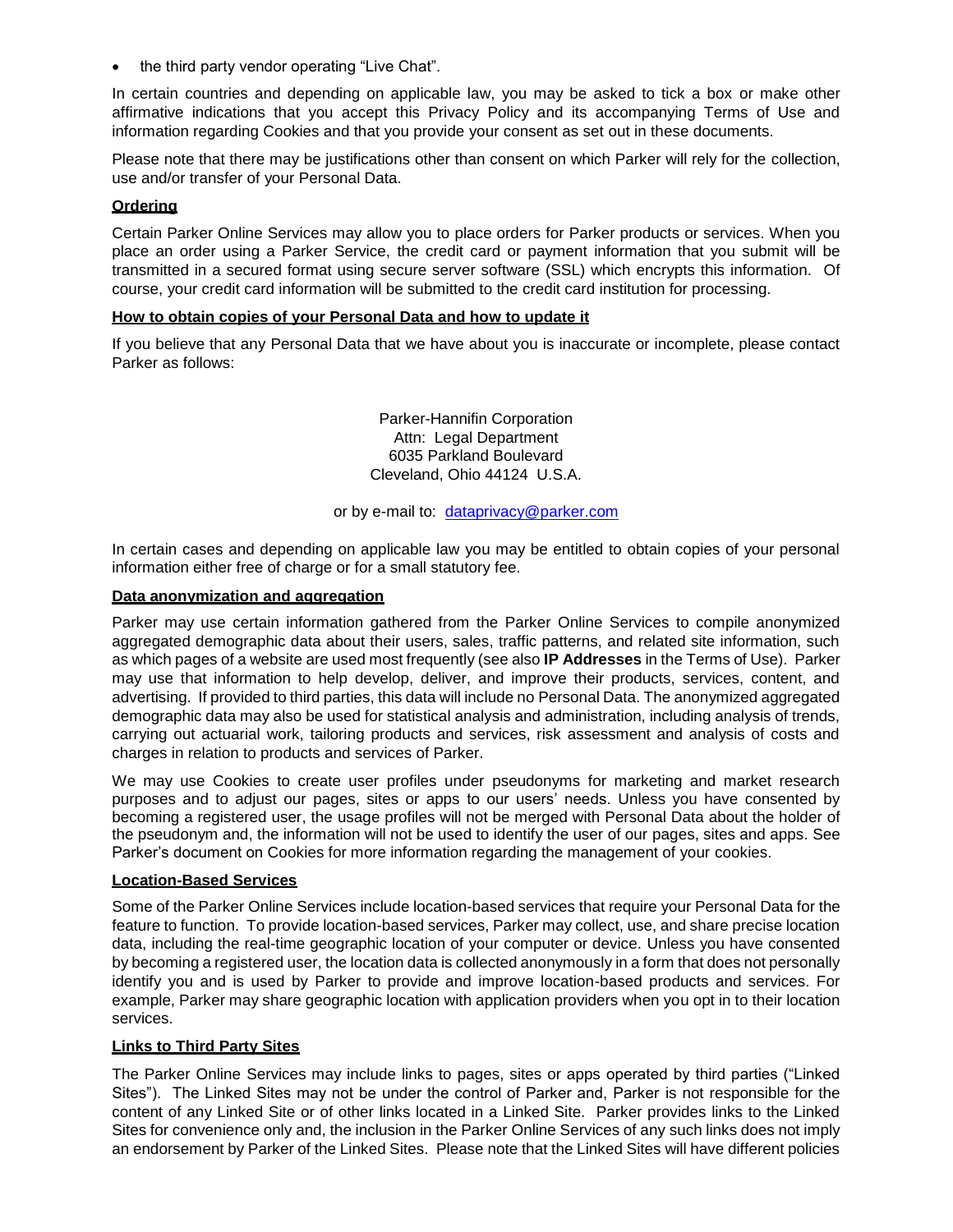- the third party vendor operating "Live Chat".

In certain countries and depending on applicable law, you may be asked to tick a box or make other affirmative indications that you accept this Privacy Policy and its accompanying Terms of Use and information regarding Cookies and that you provide your consent as set out in these documents.

Please note that there may be justifications other than consent on which Parker will rely for the collection, use and/or transfer of your Personal Data.

**Ordering**

Certain Parker Online Services may allow you to place orders for Parker products or services. When you place an order using a Parker Service, the credit card or payment information that you submit will be transmitted in a secured format using secure server software (SSL) which encrypts this information. Of course, your credit card information will be submitted to the credit card institution for processing.

**How to obtain copies of your Personal Data and how to update it**

If you believe that any Personal Data that we have about you is inaccurate or incomplete, please contact Parker as follows:

Parker-Hannifin Corporation
Attn: Legal Department
6035 Parkland Boulevard
Cleveland, Ohio 44124 U.S.A.

or by e-mail to: dataprivacy@parker.com

In certain cases and depending on applicable law you may be entitled to obtain copies of your personal information either free of charge or for a small statutory fee.

**Data anonymization and aggregation**

Parker may use certain information gathered from the Parker Online Services to compile anonymized aggregated demographic data about their users, sales, traffic patterns, and related site information, such as which pages of a website are used most frequently (see also **IP Addresses** in the Terms of Use). Parker may use that information to help develop, deliver, and improve their products, services, content, and advertising. If provided to third parties, this data will include no Personal Data. The anonymized aggregated demographic data may also be used for statistical analysis and administration, including analysis of trends, carrying out actuarial work, tailoring products and services, risk assessment and analysis of costs and charges in relation to products and services of Parker.

We may use Cookies to create user profiles under pseudonyms for marketing and market research purposes and to adjust our pages, sites or apps to our users' needs. Unless you have consented by becoming a registered user, the usage profiles will not be merged with Personal Data about the holder of the pseudonym and, the information will not be used to identify the user of our pages, sites and apps. See Parker's document on Cookies for more information regarding the management of your cookies.

**Location-Based Services**

Some of the Parker Online Services include location-based services that require your Personal Data for the feature to function. To provide location-based services, Parker may collect, use, and share precise location data, including the real-time geographic location of your computer or device. Unless you have consented by becoming a registered user, the location data is collected anonymously in a form that does not personally identify you and is used by Parker to provide and improve location-based products and services. For example, Parker may share geographic location with application providers when you opt in to their location services.

**Links to Third Party Sites**

The Parker Online Services may include links to pages, sites or apps operated by third parties ("Linked Sites"). The Linked Sites may not be under the control of Parker and, Parker is not responsible for the content of any Linked Site or of other links located in a Linked Site. Parker provides links to the Linked Sites for convenience only and, the inclusion in the Parker Online Services of any such links does not imply an endorsement by Parker of the Linked Sites. Please note that the Linked Sites will have different policies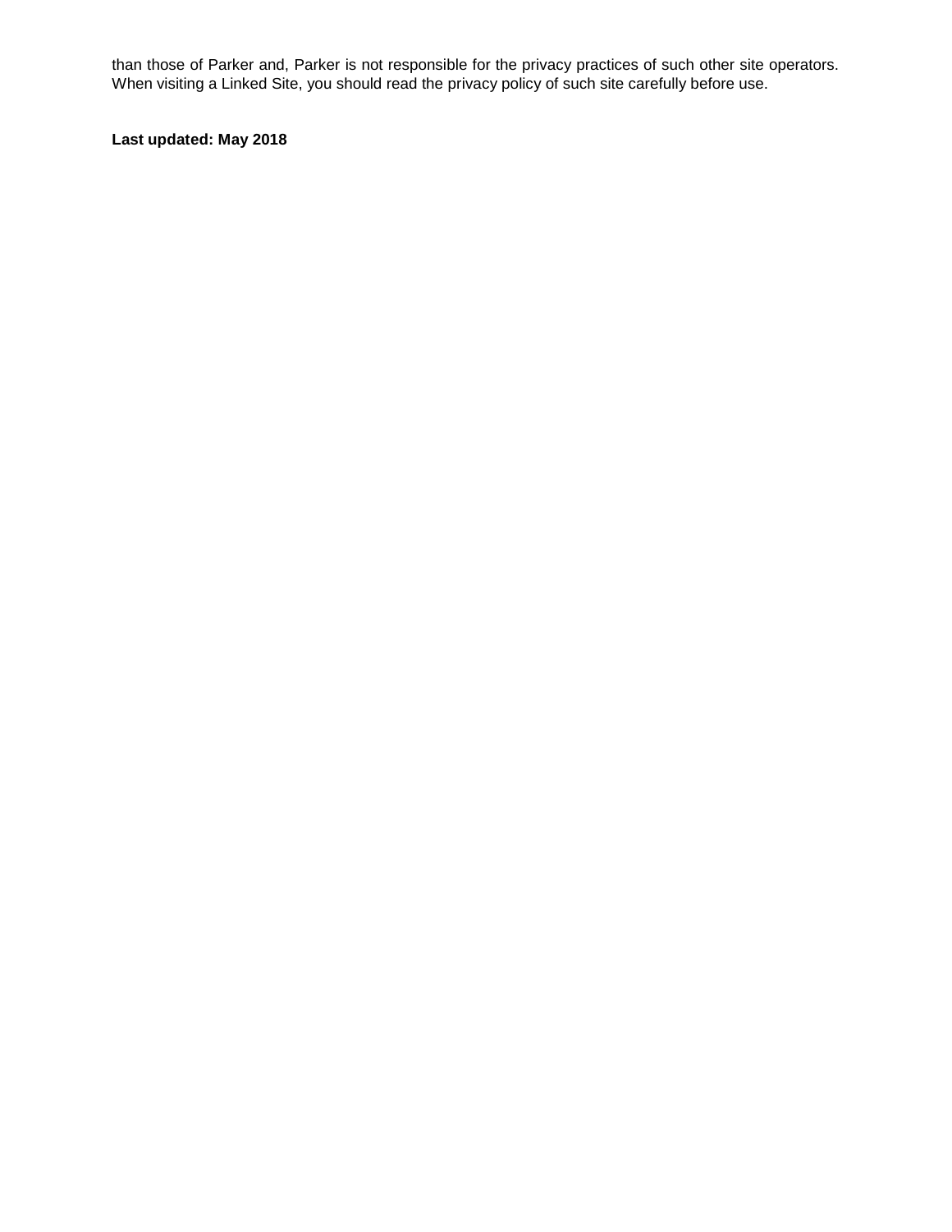than those of Parker and, Parker is not responsible for the privacy practices of such other site operators. When visiting a Linked Site, you should read the privacy policy of such site carefully before use.

**Last updated: May 2018**